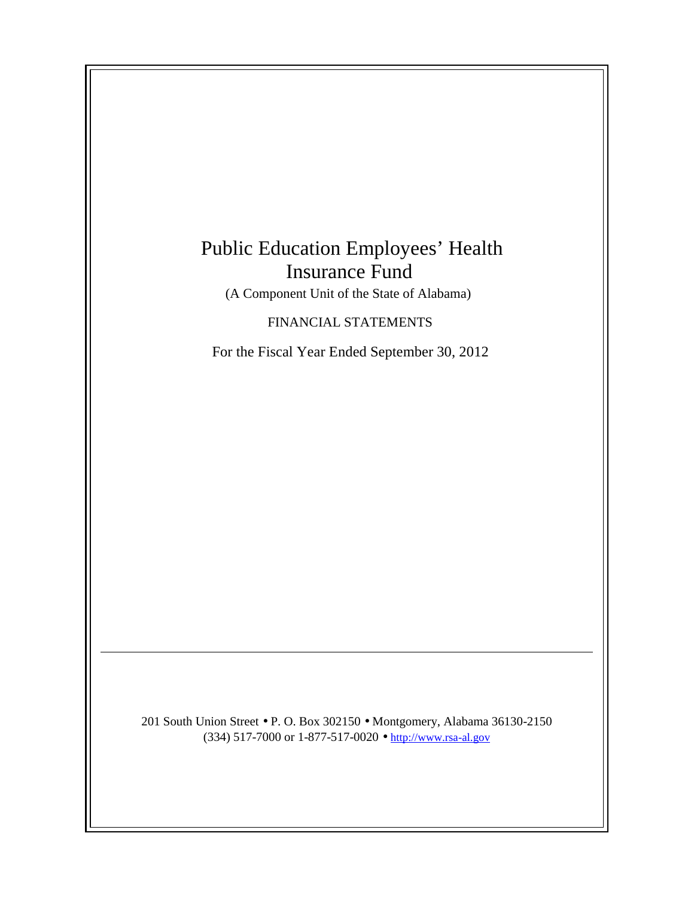# Public Education Employees' Health Insurance Fund

(A Component Unit of the State of Alabama)

FINANCIAL STATEMENTS

For the Fiscal Year Ended September 30, 2012

---

201 South Union Street • P. O. Box 302150 • Montgomery, Alabama 36130-2150
(334) 517-7000 or 1-877-517-0020 • http://www.rsa-al.gov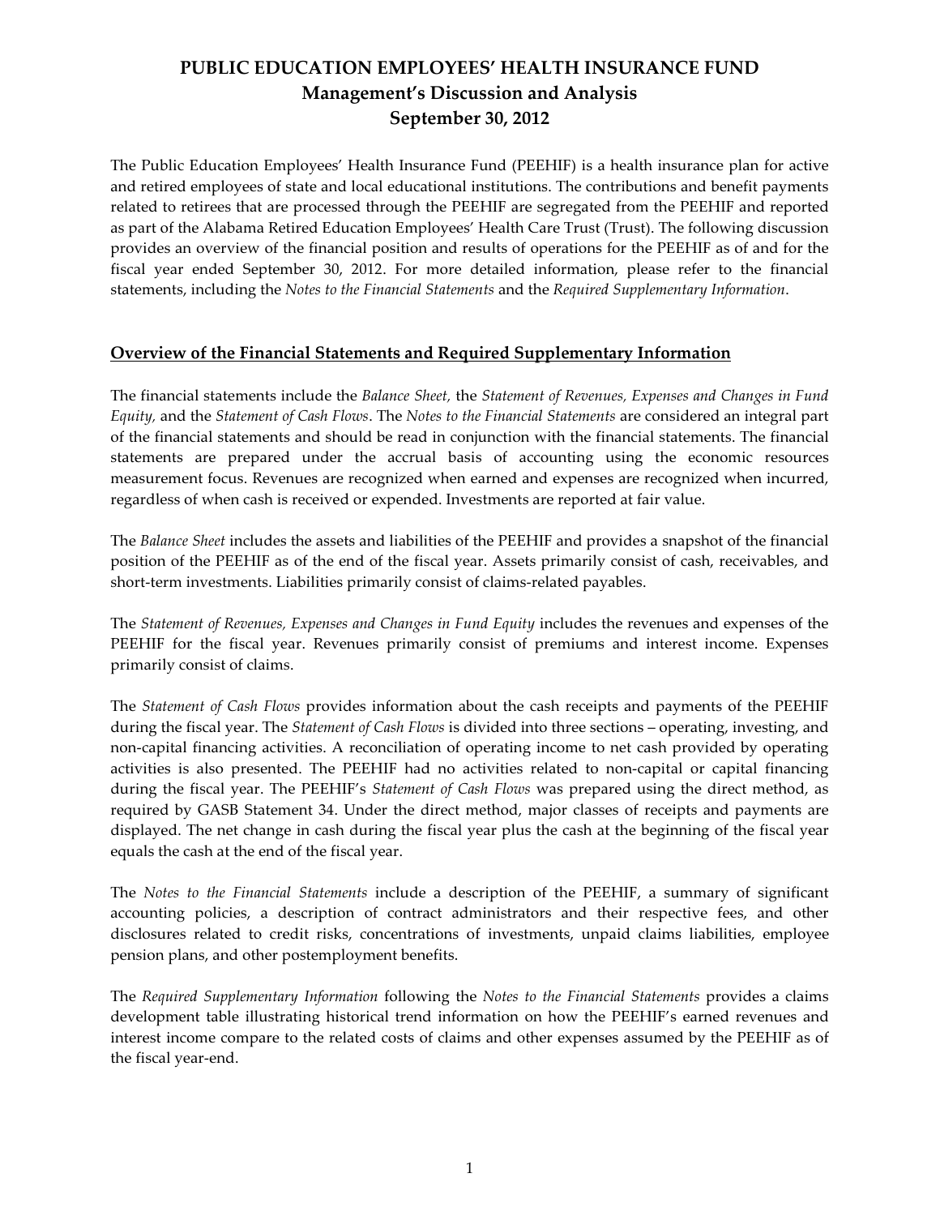# PUBLIC EDUCATION EMPLOYEES' HEALTH INSURANCE FUND
## Management's Discussion and Analysis
## September 30, 2012

The Public Education Employees' Health Insurance Fund (PEEHIF) is a health insurance plan for active and retired employees of state and local educational institutions. The contributions and benefit payments related to retirees that are processed through the PEEHIF are segregated from the PEEHIF and reported as part of the Alabama Retired Education Employees' Health Care Trust (Trust). The following discussion provides an overview of the financial position and results of operations for the PEEHIF as of and for the fiscal year ended September 30, 2012. For more detailed information, please refer to the financial statements, including the *Notes to the Financial Statements* and the *Required Supplementary Information*.

### Overview of the Financial Statements and Required Supplementary Information

The financial statements include the *Balance Sheet,* the *Statement of Revenues, Expenses and Changes in Fund Equity,* and the *Statement of Cash Flows*. The *Notes to the Financial Statements* are considered an integral part of the financial statements and should be read in conjunction with the financial statements. The financial statements are prepared under the accrual basis of accounting using the economic resources measurement focus. Revenues are recognized when earned and expenses are recognized when incurred, regardless of when cash is received or expended. Investments are reported at fair value.

The *Balance Sheet* includes the assets and liabilities of the PEEHIF and provides a snapshot of the financial position of the PEEHIF as of the end of the fiscal year. Assets primarily consist of cash, receivables, and short-term investments. Liabilities primarily consist of claims-related payables.

The *Statement of Revenues, Expenses and Changes in Fund Equity* includes the revenues and expenses of the PEEHIF for the fiscal year. Revenues primarily consist of premiums and interest income. Expenses primarily consist of claims.

The *Statement of Cash Flows* provides information about the cash receipts and payments of the PEEHIF during the fiscal year. The *Statement of Cash Flows* is divided into three sections – operating, investing, and non-capital financing activities. A reconciliation of operating income to net cash provided by operating activities is also presented. The PEEHIF had no activities related to non-capital or capital financing during the fiscal year. The PEEHIF's *Statement of Cash Flows* was prepared using the direct method, as required by GASB Statement 34. Under the direct method, major classes of receipts and payments are displayed. The net change in cash during the fiscal year plus the cash at the beginning of the fiscal year equals the cash at the end of the fiscal year.

The *Notes to the Financial Statements* include a description of the PEEHIF, a summary of significant accounting policies, a description of contract administrators and their respective fees, and other disclosures related to credit risks, concentrations of investments, unpaid claims liabilities, employee pension plans, and other postemployment benefits.

The *Required Supplementary Information* following the *Notes to the Financial Statements* provides a claims development table illustrating historical trend information on how the PEEHIF's earned revenues and interest income compare to the related costs of claims and other expenses assumed by the PEEHIF as of the fiscal year-end.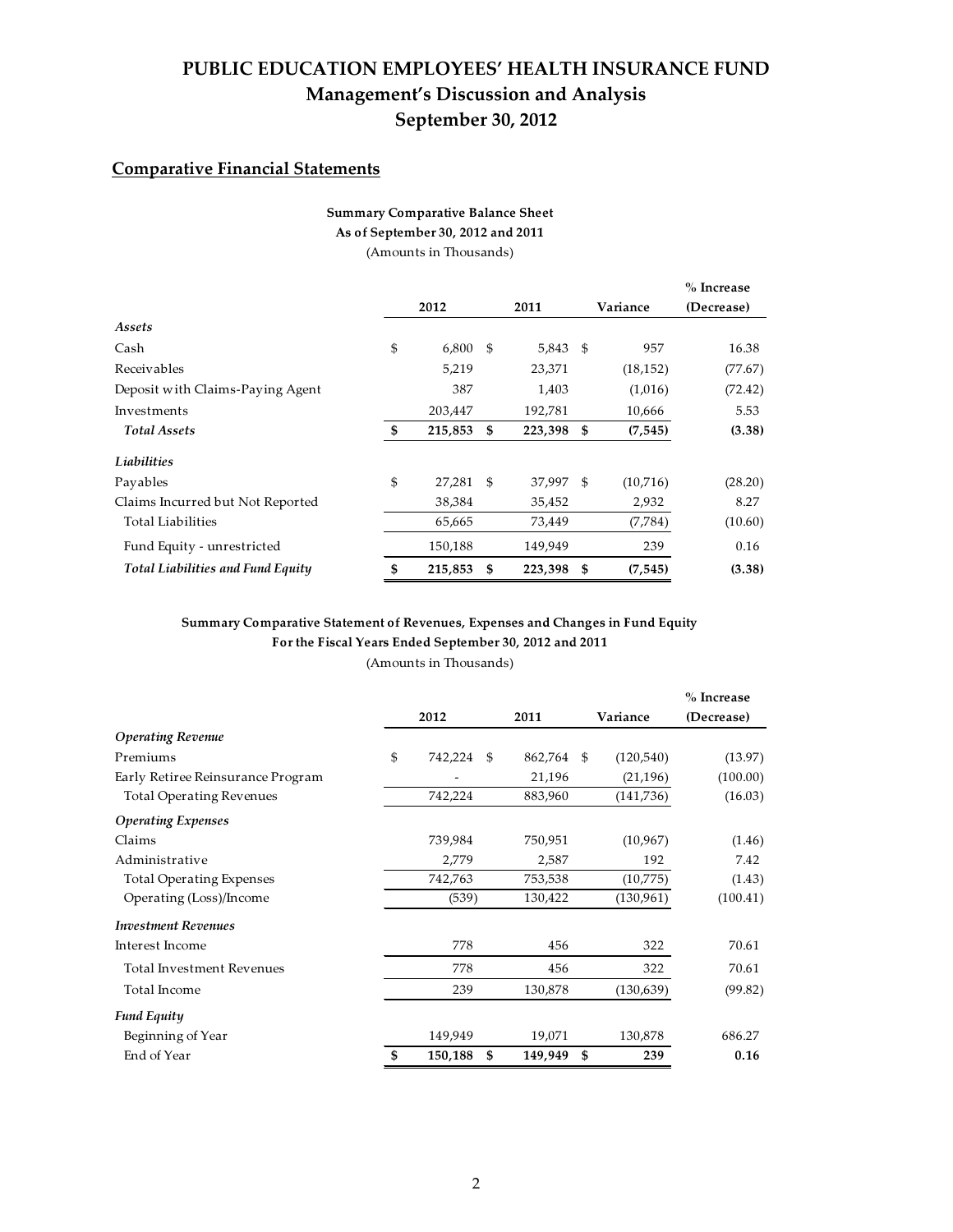# PUBLIC EDUCATION EMPLOYEES' HEALTH INSURANCE FUND
## Management's Discussion and Analysis
## September 30, 2012

### Comparative Financial Statements

**Summary Comparative Balance Sheet**
**As of September 30, 2012 and 2011**
(Amounts in Thousands)

| | 2012 | 2011 | Variance | % Increase (Decrease) |
|---|---|---|---|---|
| *Assets* | | | | |
| Cash | $ 6,800 | $ 5,843 | $ 957 | 16.38 |
| Receivables | 5,219 | 23,371 | (18,152) | (77.67) |
| Deposit with Claims-Paying Agent | 387 | 1,403 | (1,016) | (72.42) |
| Investments | 203,447 | 192,781 | 10,666 | 5.53 |
| ***Total Assets*** | **$ 215,853** | **$ 223,398** | **$ (7,545)** | **(3.38)** |
| *Liabilities* | | | | |
| Payables | $ 27,281 | $ 37,997 | $ (10,716) | (28.20) |
| Claims Incurred but Not Reported | 38,384 | 35,452 | 2,932 | 8.27 |
| Total Liabilities | 65,665 | 73,449 | (7,784) | (10.60) |
| Fund Equity - unrestricted | 150,188 | 149,949 | 239 | 0.16 |
| ***Total Liabilities and Fund Equity*** | **$ 215,853** | **$ 223,398** | **$ (7,545)** | **(3.38)** |

**Summary Comparative Statement of Revenues, Expenses and Changes in Fund Equity**
**For the Fiscal Years Ended September 30, 2012 and 2011**
(Amounts in Thousands)

| | 2012 | 2011 | Variance | % Increase (Decrease) |
|---|---|---|---|---|
| *Operating Revenue* | | | | |
| Premiums | $ 742,224 | $ 862,764 | $ (120,540) | (13.97) |
| Early Retiree Reinsurance Program | - | 21,196 | (21,196) | (100.00) |
| Total Operating Revenues | 742,224 | 883,960 | (141,736) | (16.03) |
| *Operating Expenses* | | | | |
| Claims | 739,984 | 750,951 | (10,967) | (1.46) |
| Administrative | 2,779 | 2,587 | 192 | 7.42 |
| Total Operating Expenses | 742,763 | 753,538 | (10,775) | (1.43) |
| Operating (Loss)/Income | (539) | 130,422 | (130,961) | (100.41) |
| *Investment Revenues* | | | | |
| Interest Income | 778 | 456 | 322 | 70.61 |
| Total Investment Revenues | 778 | 456 | 322 | 70.61 |
| Total Income | 239 | 130,878 | (130,639) | (99.82) |
| *Fund Equity* | | | | |
| Beginning of Year | 149,949 | 19,071 | 130,878 | 686.27 |
| End of Year | **$ 150,188** | **$ 149,949** | **$ 239** | **0.16** |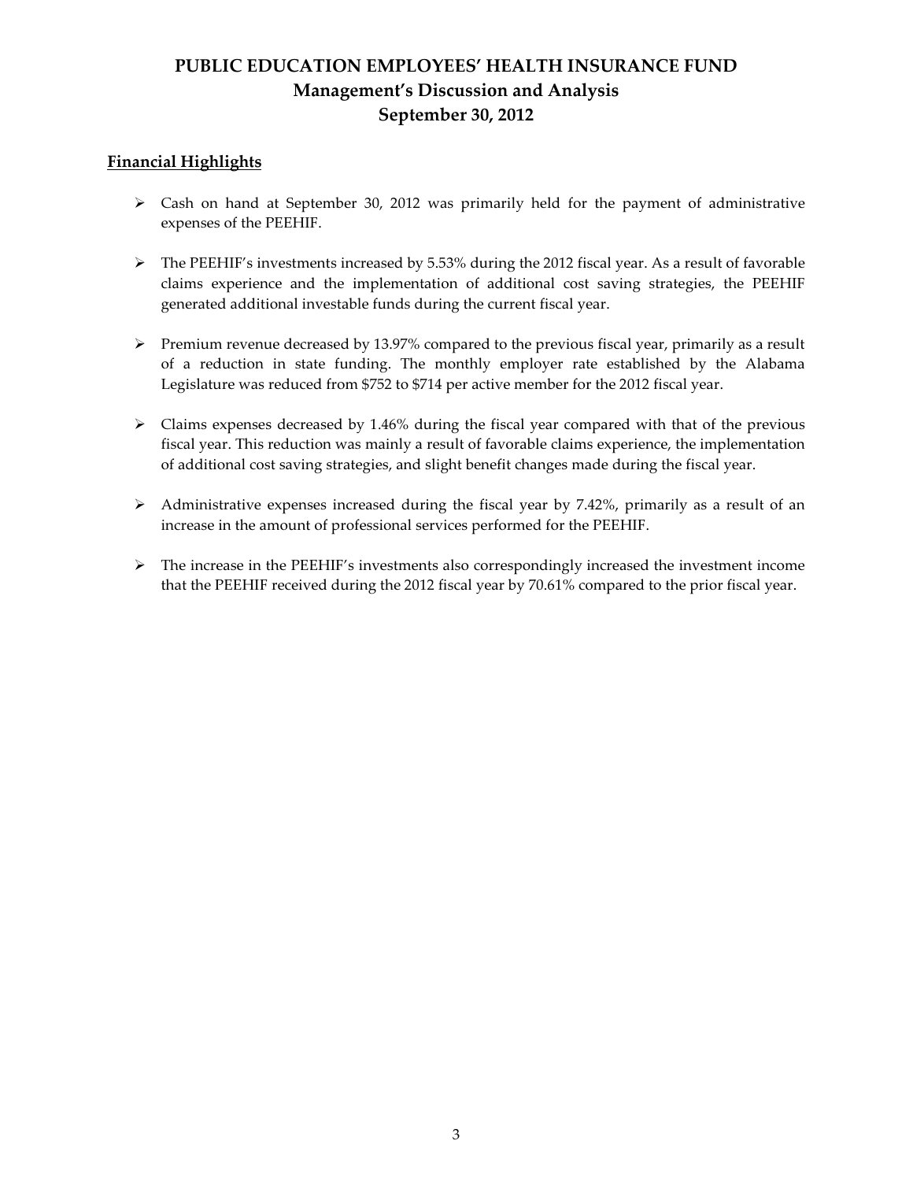# PUBLIC EDUCATION EMPLOYEES' HEALTH INSURANCE FUND
## Management's Discussion and Analysis
## September 30, 2012

**Financial Highlights**

- Cash on hand at September 30, 2012 was primarily held for the payment of administrative expenses of the PEEHIF.

- The PEEHIF's investments increased by 5.53% during the 2012 fiscal year. As a result of favorable claims experience and the implementation of additional cost saving strategies, the PEEHIF generated additional investable funds during the current fiscal year.

- Premium revenue decreased by 13.97% compared to the previous fiscal year, primarily as a result of a reduction in state funding. The monthly employer rate established by the Alabama Legislature was reduced from $752 to $714 per active member for the 2012 fiscal year.

- Claims expenses decreased by 1.46% during the fiscal year compared with that of the previous fiscal year. This reduction was mainly a result of favorable claims experience, the implementation of additional cost saving strategies, and slight benefit changes made during the fiscal year.

- Administrative expenses increased during the fiscal year by 7.42%, primarily as a result of an increase in the amount of professional services performed for the PEEHIF.

- The increase in the PEEHIF's investments also correspondingly increased the investment income that the PEEHIF received during the 2012 fiscal year by 70.61% compared to the prior fiscal year.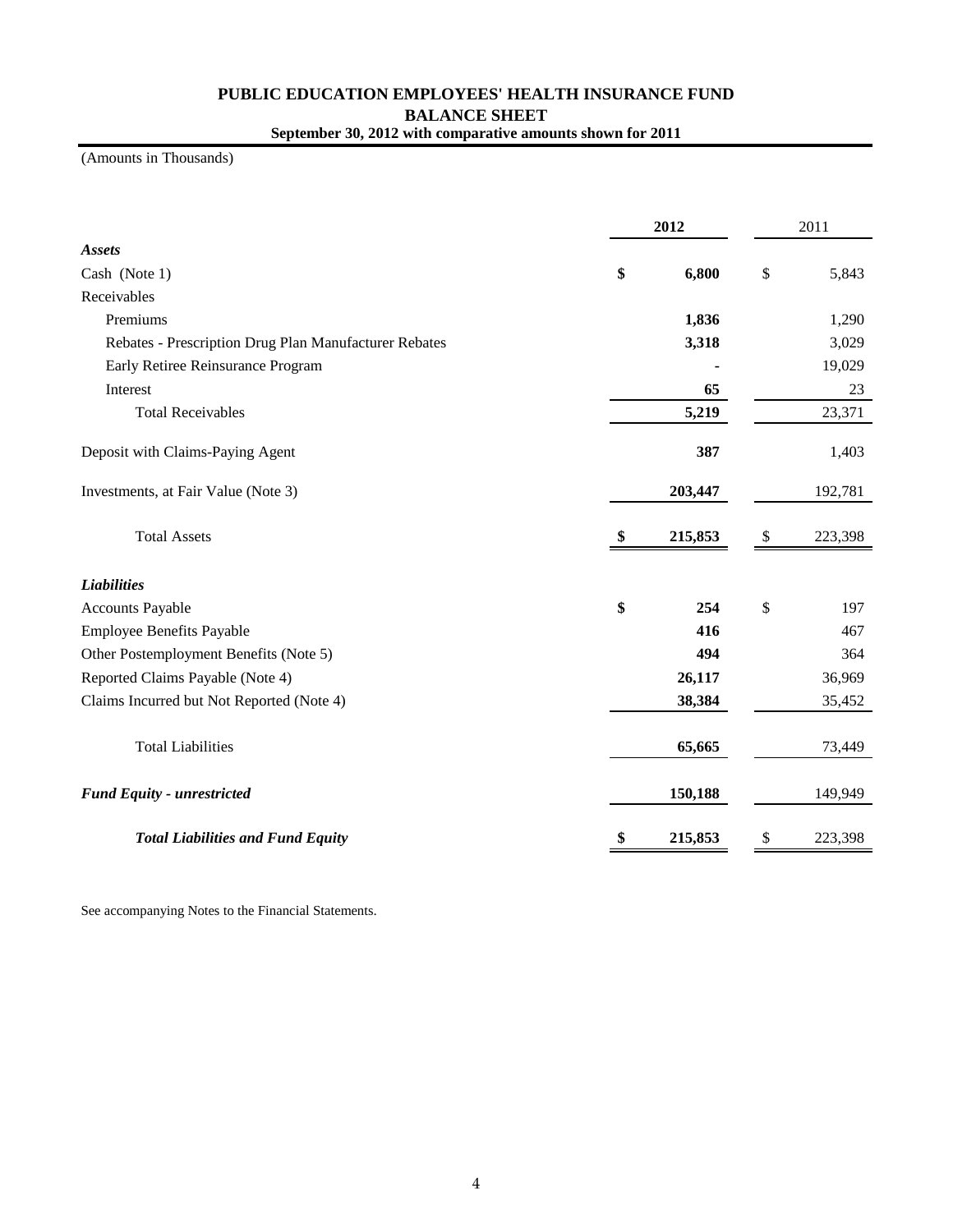# PUBLIC EDUCATION EMPLOYEES' HEALTH INSURANCE FUND

## BALANCE SHEET

**September 30, 2012 with comparative amounts shown for 2011**

(Amounts in Thousands)

| | 2012 | 2011 |
|---|---|---|
| ***Assets*** | | |
| Cash (Note 1) | **$ 6,800** | $ 5,843 |
| Receivables | | |
| Premiums | **1,836** | 1,290 |
| Rebates - Prescription Drug Plan Manufacturer Rebates | **3,318** | 3,029 |
| Early Retiree Reinsurance Program | **-** | 19,029 |
| Interest | **65** | 23 |
| Total Receivables | **5,219** | 23,371 |
| Deposit with Claims-Paying Agent | **387** | 1,403 |
| Investments, at Fair Value (Note 3) | **203,447** | 192,781 |
| Total Assets | **$ 215,853** | $ 223,398 |
| ***Liabilities*** | | |
| Accounts Payable | **$ 254** | $ 197 |
| Employee Benefits Payable | **416** | 467 |
| Other Postemployment Benefits (Note 5) | **494** | 364 |
| Reported Claims Payable (Note 4) | **26,117** | 36,969 |
| Claims Incurred but Not Reported (Note 4) | **38,384** | 35,452 |
| Total Liabilities | **65,665** | 73,449 |
| ***Fund Equity - unrestricted*** | **150,188** | 149,949 |
| ***Total Liabilities and Fund Equity*** | **$ 215,853** | $ 223,398 |

See accompanying Notes to the Financial Statements.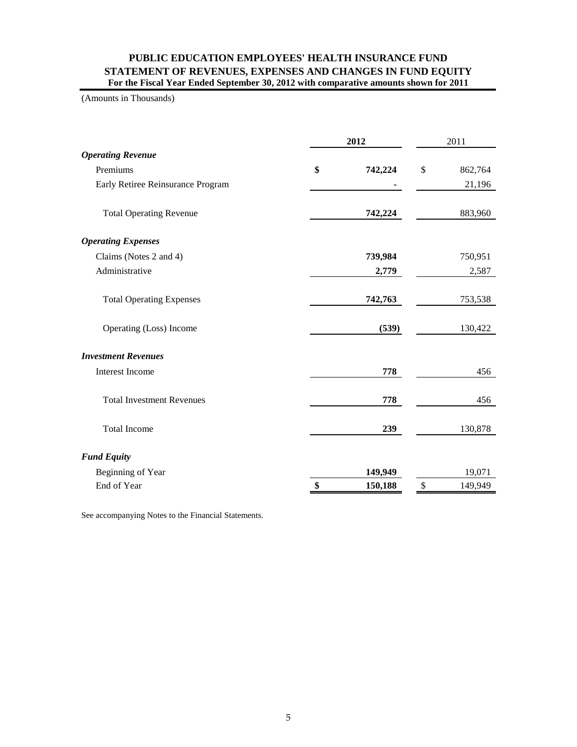# PUBLIC EDUCATION EMPLOYEES' HEALTH INSURANCE FUND
## STATEMENT OF REVENUES, EXPENSES AND CHANGES IN FUND EQUITY
### For the Fiscal Year Ended September 30, 2012 with comparative amounts shown for 2011

(Amounts in Thousands)

| | **2012** | 2011 |
|---|---|---|
| ***Operating Revenue*** | | |
| Premiums | **$ 742,224** | $ 862,764 |
| Early Retiree Reinsurance Program | **-** | 21,196 |
| Total Operating Revenue | **742,224** | 883,960 |
| ***Operating Expenses*** | | |
| Claims (Notes 2 and 4) | **739,984** | 750,951 |
| Administrative | **2,779** | 2,587 |
| Total Operating Expenses | **742,763** | 753,538 |
| Operating (Loss) Income | **(539)** | 130,422 |
| ***Investment Revenues*** | | |
| Interest Income | **778** | 456 |
| Total Investment Revenues | **778** | 456 |
| Total Income | **239** | 130,878 |
| ***Fund Equity*** | | |
| Beginning of Year | **149,949** | 19,071 |
| End of Year | **$ 150,188** | $ 149,949 |

See accompanying Notes to the Financial Statements.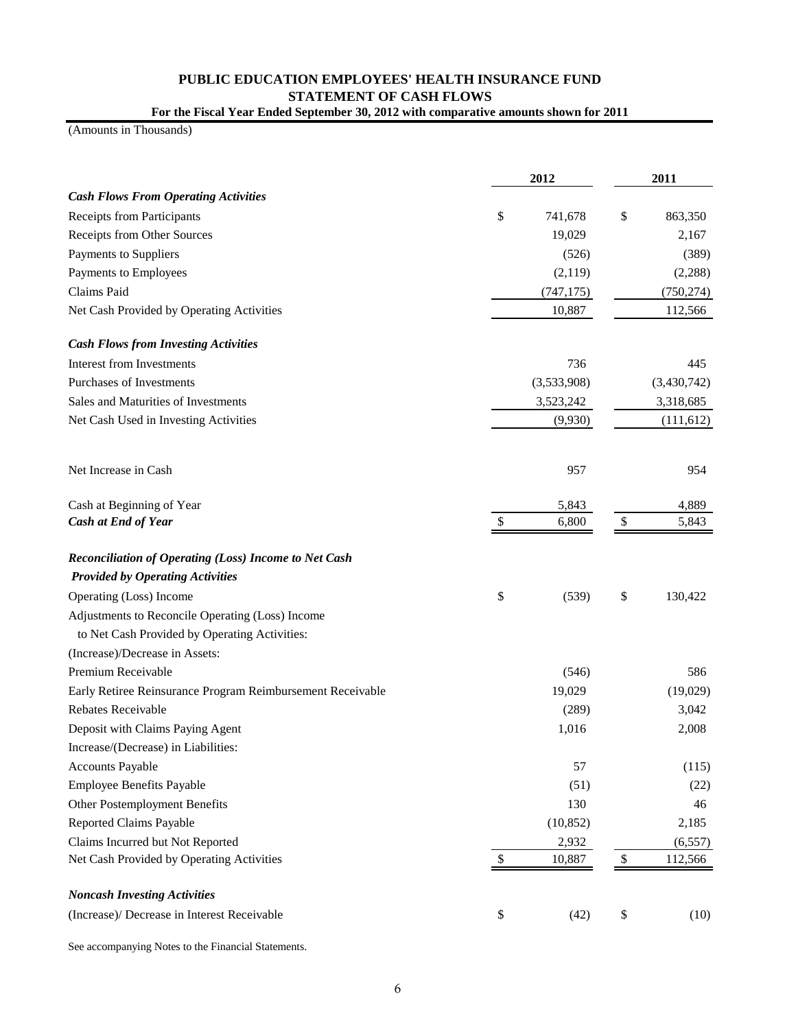# PUBLIC EDUCATION EMPLOYEES' HEALTH INSURANCE FUND
## STATEMENT OF CASH FLOWS
### For the Fiscal Year Ended September 30, 2012 with comparative amounts shown for 2011

(Amounts in Thousands)

| | 2012 | 2011 |
|---|---|---|
| ***Cash Flows From Operating Activities*** | | |
| Receipts from Participants | $ 741,678 | $ 863,350 |
| Receipts from Other Sources | 19,029 | 2,167 |
| Payments to Suppliers | (526) | (389) |
| Payments to Employees | (2,119) | (2,288) |
| Claims Paid | (747,175) | (750,274) |
| Net Cash Provided by Operating Activities | 10,887 | 112,566 |
| ***Cash Flows from Investing Activities*** | | |
| Interest from Investments | 736 | 445 |
| Purchases of Investments | (3,533,908) | (3,430,742) |
| Sales and Maturities of Investments | 3,523,242 | 3,318,685 |
| Net Cash Used in Investing Activities | (9,930) | (111,612) |
| Net Increase in Cash | 957 | 954 |
| Cash at Beginning of Year | 5,843 | 4,889 |
| ***Cash at End of Year*** | $ 6,800 | $ 5,843 |
| ***Reconciliation of Operating (Loss) Income to Net Cash Provided by Operating Activities*** | | |
| Operating (Loss) Income | $ (539) | $ 130,422 |
| Adjustments to Reconcile Operating (Loss) Income to Net Cash Provided by Operating Activities: | | |
| (Increase)/Decrease in Assets: | | |
| Premium Receivable | (546) | 586 |
| Early Retiree Reinsurance Program Reimbursement Receivable | 19,029 | (19,029) |
| Rebates Receivable | (289) | 3,042 |
| Deposit with Claims Paying Agent | 1,016 | 2,008 |
| Increase/(Decrease) in Liabilities: | | |
| Accounts Payable | 57 | (115) |
| Employee Benefits Payable | (51) | (22) |
| Other Postemployment Benefits | 130 | 46 |
| Reported Claims Payable | (10,852) | 2,185 |
| Claims Incurred but Not Reported | 2,932 | (6,557) |
| Net Cash Provided by Operating Activities | $ 10,887 | $ 112,566 |
| ***Noncash Investing Activities*** | | |
| (Increase)/ Decrease in Interest Receivable | $ (42) | $ (10) |

See accompanying Notes to the Financial Statements.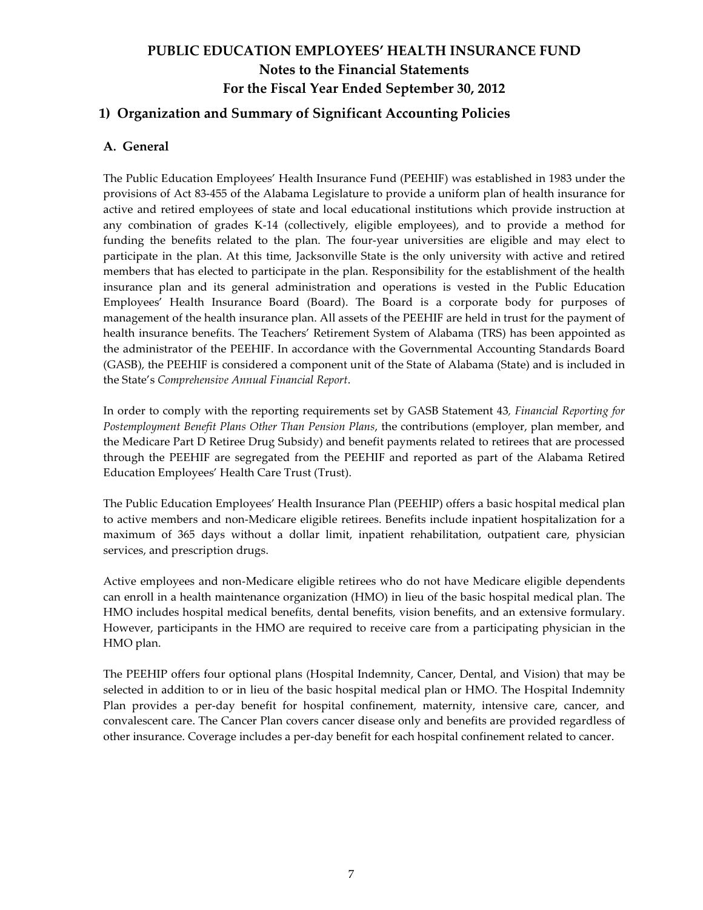# PUBLIC EDUCATION EMPLOYEES' HEALTH INSURANCE FUND
## Notes to the Financial Statements
## For the Fiscal Year Ended September 30, 2012

## 1) Organization and Summary of Significant Accounting Policies

### A. General

The Public Education Employees' Health Insurance Fund (PEEHIF) was established in 1983 under the provisions of Act 83-455 of the Alabama Legislature to provide a uniform plan of health insurance for active and retired employees of state and local educational institutions which provide instruction at any combination of grades K-14 (collectively, eligible employees), and to provide a method for funding the benefits related to the plan. The four-year universities are eligible and may elect to participate in the plan. At this time, Jacksonville State is the only university with active and retired members that has elected to participate in the plan. Responsibility for the establishment of the health insurance plan and its general administration and operations is vested in the Public Education Employees' Health Insurance Board (Board). The Board is a corporate body for purposes of management of the health insurance plan. All assets of the PEEHIF are held in trust for the payment of health insurance benefits. The Teachers' Retirement System of Alabama (TRS) has been appointed as the administrator of the PEEHIF. In accordance with the Governmental Accounting Standards Board (GASB), the PEEHIF is considered a component unit of the State of Alabama (State) and is included in the State's *Comprehensive Annual Financial Report*.

In order to comply with the reporting requirements set by GASB Statement 43*, Financial Reporting for Postemployment Benefit Plans Other Than Pension Plans*, the contributions (employer, plan member, and the Medicare Part D Retiree Drug Subsidy) and benefit payments related to retirees that are processed through the PEEHIF are segregated from the PEEHIF and reported as part of the Alabama Retired Education Employees' Health Care Trust (Trust).

The Public Education Employees' Health Insurance Plan (PEEHIP) offers a basic hospital medical plan to active members and non-Medicare eligible retirees. Benefits include inpatient hospitalization for a maximum of 365 days without a dollar limit, inpatient rehabilitation, outpatient care, physician services, and prescription drugs.

Active employees and non-Medicare eligible retirees who do not have Medicare eligible dependents can enroll in a health maintenance organization (HMO) in lieu of the basic hospital medical plan. The HMO includes hospital medical benefits, dental benefits, vision benefits, and an extensive formulary. However, participants in the HMO are required to receive care from a participating physician in the HMO plan.

The PEEHIP offers four optional plans (Hospital Indemnity, Cancer, Dental, and Vision) that may be selected in addition to or in lieu of the basic hospital medical plan or HMO. The Hospital Indemnity Plan provides a per-day benefit for hospital confinement, maternity, intensive care, cancer, and convalescent care. The Cancer Plan covers cancer disease only and benefits are provided regardless of other insurance. Coverage includes a per-day benefit for each hospital confinement related to cancer.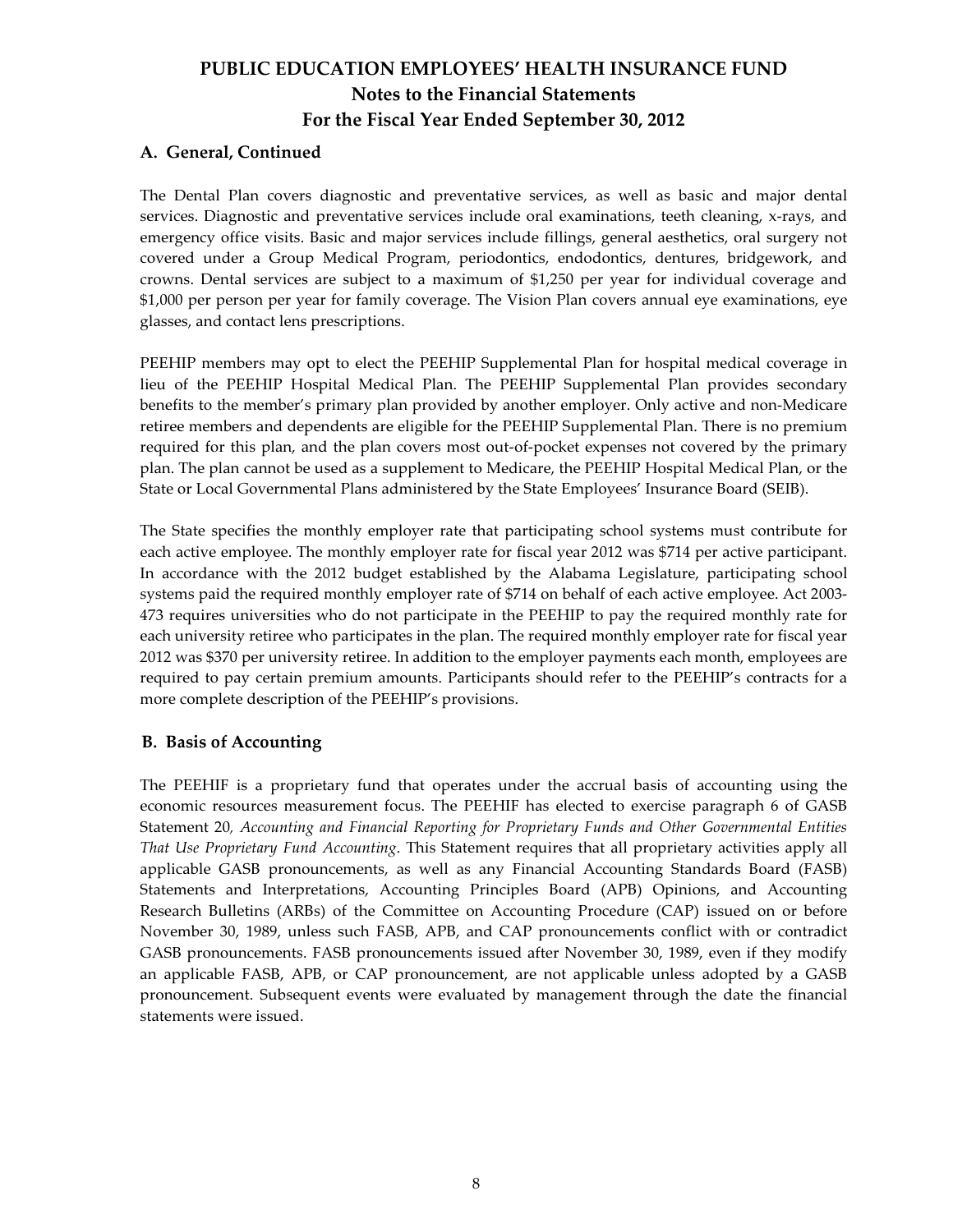## A. General, Continued

The Dental Plan covers diagnostic and preventative services, as well as basic and major dental services. Diagnostic and preventative services include oral examinations, teeth cleaning, x-rays, and emergency office visits. Basic and major services include fillings, general aesthetics, oral surgery not covered under a Group Medical Program, periodontics, endodontics, dentures, bridgework, and crowns. Dental services are subject to a maximum of $1,250 per year for individual coverage and $1,000 per person per year for family coverage. The Vision Plan covers annual eye examinations, eye glasses, and contact lens prescriptions.

PEEHIP members may opt to elect the PEEHIP Supplemental Plan for hospital medical coverage in lieu of the PEEHIP Hospital Medical Plan. The PEEHIP Supplemental Plan provides secondary benefits to the member's primary plan provided by another employer. Only active and non-Medicare retiree members and dependents are eligible for the PEEHIP Supplemental Plan. There is no premium required for this plan, and the plan covers most out-of-pocket expenses not covered by the primary plan. The plan cannot be used as a supplement to Medicare, the PEEHIP Hospital Medical Plan, or the State or Local Governmental Plans administered by the State Employees' Insurance Board (SEIB).

The State specifies the monthly employer rate that participating school systems must contribute for each active employee. The monthly employer rate for fiscal year 2012 was $714 per active participant. In accordance with the 2012 budget established by the Alabama Legislature, participating school systems paid the required monthly employer rate of $714 on behalf of each active employee. Act 2003-473 requires universities who do not participate in the PEEHIP to pay the required monthly rate for each university retiree who participates in the plan. The required monthly employer rate for fiscal year 2012 was $370 per university retiree. In addition to the employer payments each month, employees are required to pay certain premium amounts. Participants should refer to the PEEHIP's contracts for a more complete description of the PEEHIP's provisions.

## B. Basis of Accounting

The PEEHIF is a proprietary fund that operates under the accrual basis of accounting using the economic resources measurement focus. The PEEHIF has elected to exercise paragraph 6 of GASB Statement 20, *Accounting and Financial Reporting for Proprietary Funds and Other Governmental Entities That Use Proprietary Fund Accounting*. This Statement requires that all proprietary activities apply all applicable GASB pronouncements, as well as any Financial Accounting Standards Board (FASB) Statements and Interpretations, Accounting Principles Board (APB) Opinions, and Accounting Research Bulletins (ARBs) of the Committee on Accounting Procedure (CAP) issued on or before November 30, 1989, unless such FASB, APB, and CAP pronouncements conflict with or contradict GASB pronouncements. FASB pronouncements issued after November 30, 1989, even if they modify an applicable FASB, APB, or CAP pronouncement, are not applicable unless adopted by a GASB pronouncement. Subsequent events were evaluated by management through the date the financial statements were issued.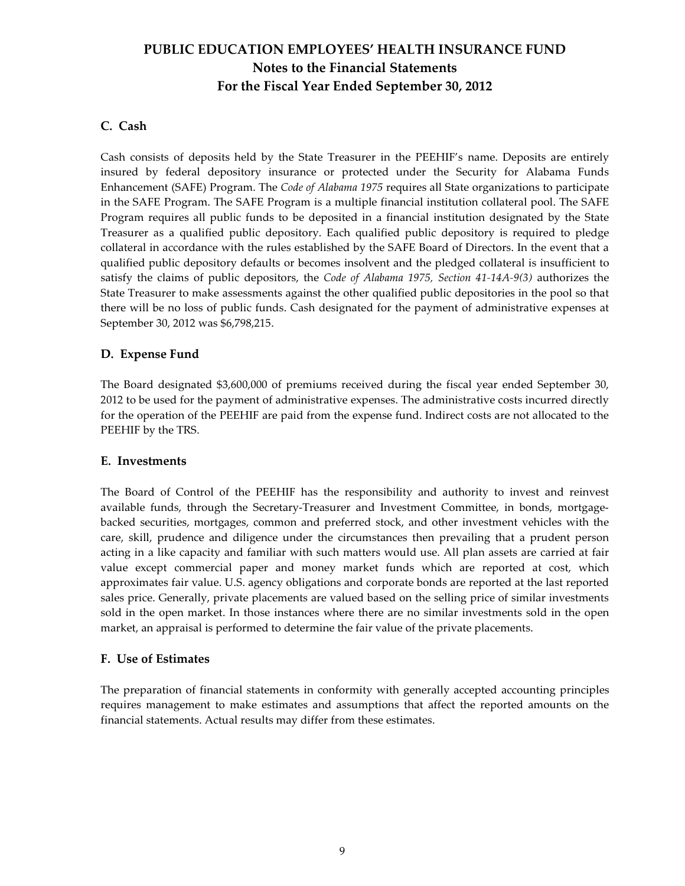# PUBLIC EDUCATION EMPLOYEES' HEALTH INSURANCE FUND
## Notes to the Financial Statements
## For the Fiscal Year Ended September 30, 2012

### C. Cash

Cash consists of deposits held by the State Treasurer in the PEEHIF's name. Deposits are entirely insured by federal depository insurance or protected under the Security for Alabama Funds Enhancement (SAFE) Program. The *Code of Alabama 1975* requires all State organizations to participate in the SAFE Program. The SAFE Program is a multiple financial institution collateral pool. The SAFE Program requires all public funds to be deposited in a financial institution designated by the State Treasurer as a qualified public depository. Each qualified public depository is required to pledge collateral in accordance with the rules established by the SAFE Board of Directors. In the event that a qualified public depository defaults or becomes insolvent and the pledged collateral is insufficient to satisfy the claims of public depositors, the *Code of Alabama 1975, Section 41-14A-9(3)* authorizes the State Treasurer to make assessments against the other qualified public depositories in the pool so that there will be no loss of public funds. Cash designated for the payment of administrative expenses at September 30, 2012 was $6,798,215.

### D. Expense Fund

The Board designated $3,600,000 of premiums received during the fiscal year ended September 30, 2012 to be used for the payment of administrative expenses. The administrative costs incurred directly for the operation of the PEEHIF are paid from the expense fund. Indirect costs are not allocated to the PEEHIF by the TRS.

### E. Investments

The Board of Control of the PEEHIF has the responsibility and authority to invest and reinvest available funds, through the Secretary-Treasurer and Investment Committee, in bonds, mortgage-backed securities, mortgages, common and preferred stock, and other investment vehicles with the care, skill, prudence and diligence under the circumstances then prevailing that a prudent person acting in a like capacity and familiar with such matters would use. All plan assets are carried at fair value except commercial paper and money market funds which are reported at cost, which approximates fair value. U.S. agency obligations and corporate bonds are reported at the last reported sales price. Generally, private placements are valued based on the selling price of similar investments sold in the open market. In those instances where there are no similar investments sold in the open market, an appraisal is performed to determine the fair value of the private placements.

### F. Use of Estimates

The preparation of financial statements in conformity with generally accepted accounting principles requires management to make estimates and assumptions that affect the reported amounts on the financial statements. Actual results may differ from these estimates.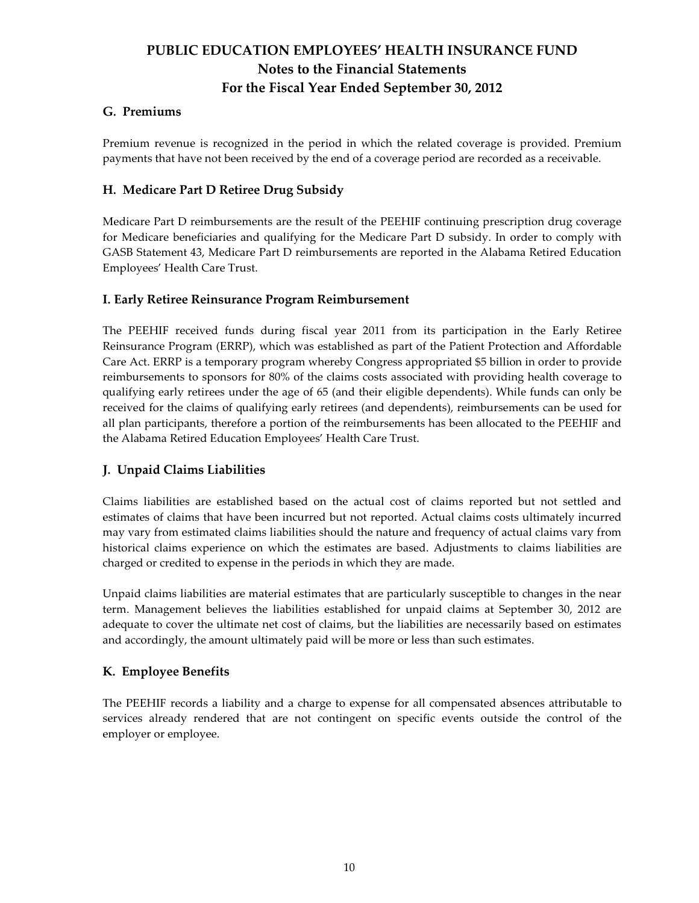# PUBLIC EDUCATION EMPLOYEES' HEALTH INSURANCE FUND
## Notes to the Financial Statements
## For the Fiscal Year Ended September 30, 2012

### G. Premiums

Premium revenue is recognized in the period in which the related coverage is provided. Premium payments that have not been received by the end of a coverage period are recorded as a receivable.

### H. Medicare Part D Retiree Drug Subsidy

Medicare Part D reimbursements are the result of the PEEHIF continuing prescription drug coverage for Medicare beneficiaries and qualifying for the Medicare Part D subsidy. In order to comply with GASB Statement 43, Medicare Part D reimbursements are reported in the Alabama Retired Education Employees' Health Care Trust.

### I. Early Retiree Reinsurance Program Reimbursement

The PEEHIF received funds during fiscal year 2011 from its participation in the Early Retiree Reinsurance Program (ERRP), which was established as part of the Patient Protection and Affordable Care Act. ERRP is a temporary program whereby Congress appropriated $5 billion in order to provide reimbursements to sponsors for 80% of the claims costs associated with providing health coverage to qualifying early retirees under the age of 65 (and their eligible dependents). While funds can only be received for the claims of qualifying early retirees (and dependents), reimbursements can be used for all plan participants, therefore a portion of the reimbursements has been allocated to the PEEHIF and the Alabama Retired Education Employees' Health Care Trust.

### J. Unpaid Claims Liabilities

Claims liabilities are established based on the actual cost of claims reported but not settled and estimates of claims that have been incurred but not reported. Actual claims costs ultimately incurred may vary from estimated claims liabilities should the nature and frequency of actual claims vary from historical claims experience on which the estimates are based. Adjustments to claims liabilities are charged or credited to expense in the periods in which they are made.

Unpaid claims liabilities are material estimates that are particularly susceptible to changes in the near term. Management believes the liabilities established for unpaid claims at September 30, 2012 are adequate to cover the ultimate net cost of claims, but the liabilities are necessarily based on estimates and accordingly, the amount ultimately paid will be more or less than such estimates.

### K. Employee Benefits

The PEEHIF records a liability and a charge to expense for all compensated absences attributable to services already rendered that are not contingent on specific events outside the control of the employer or employee.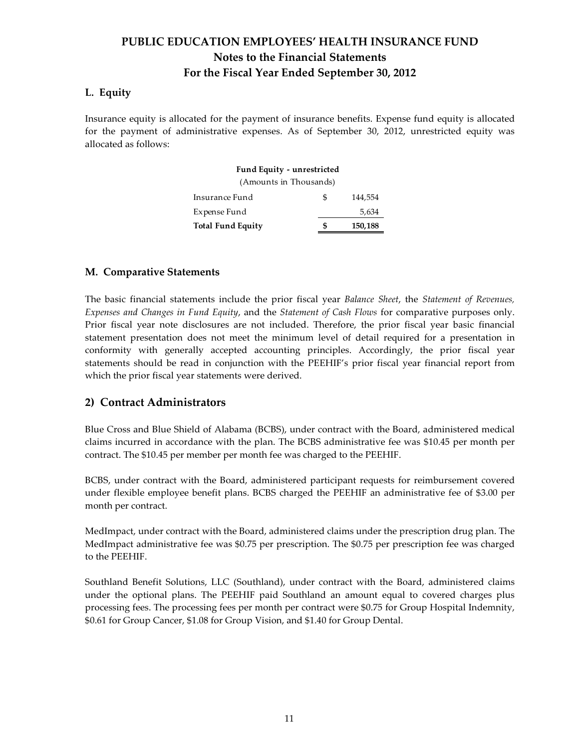## L. Equity

Insurance equity is allocated for the payment of insurance benefits. Expense fund equity is allocated for the payment of administrative expenses. As of September 30, 2012, unrestricted equity was allocated as follows:

| **Fund Equity - unrestricted** (Amounts in Thousands) | | |
|---|---|---|
| Insurance Fund | $ | 144,554 |
| Expense Fund | | 5,634 |
| **Total Fund Equity** | **$** | **150,188** |

## M. Comparative Statements

The basic financial statements include the prior fiscal year *Balance Sheet*, the *Statement of Revenues, Expenses and Changes in Fund Equity*, and the *Statement of Cash Flows* for comparative purposes only. Prior fiscal year note disclosures are not included. Therefore, the prior fiscal year basic financial statement presentation does not meet the minimum level of detail required for a presentation in conformity with generally accepted accounting principles. Accordingly, the prior fiscal year statements should be read in conjunction with the PEEHIF's prior fiscal year financial report from which the prior fiscal year statements were derived.

# 2) Contract Administrators

Blue Cross and Blue Shield of Alabama (BCBS), under contract with the Board, administered medical claims incurred in accordance with the plan. The BCBS administrative fee was $10.45 per month per contract. The $10.45 per member per month fee was charged to the PEEHIF.

BCBS, under contract with the Board, administered participant requests for reimbursement covered under flexible employee benefit plans. BCBS charged the PEEHIF an administrative fee of $3.00 per month per contract.

MedImpact, under contract with the Board, administered claims under the prescription drug plan. The MedImpact administrative fee was $0.75 per prescription. The $0.75 per prescription fee was charged to the PEEHIF.

Southland Benefit Solutions, LLC (Southland), under contract with the Board, administered claims under the optional plans. The PEEHIF paid Southland an amount equal to covered charges plus processing fees. The processing fees per month per contract were $0.75 for Group Hospital Indemnity, $0.61 for Group Cancer, $1.08 for Group Vision, and $1.40 for Group Dental.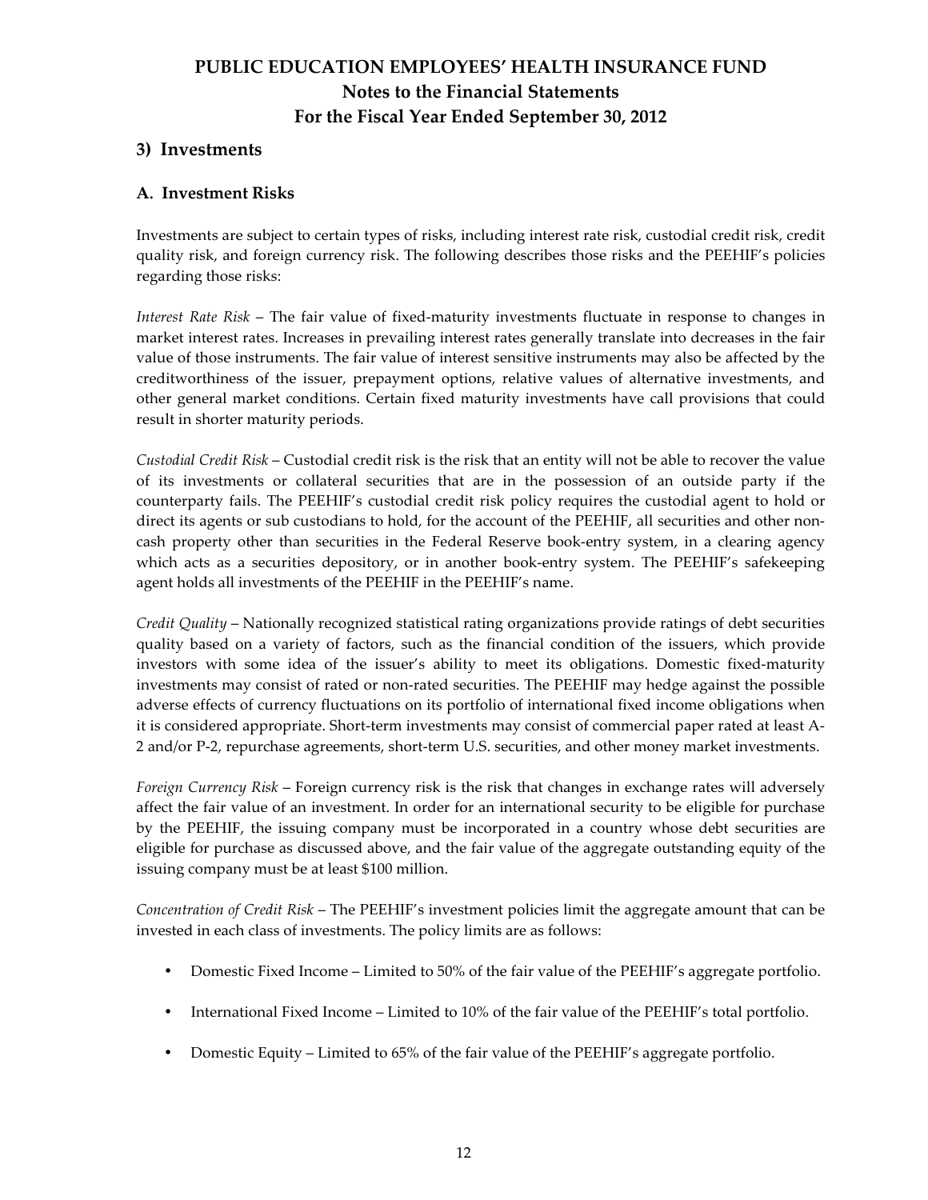# PUBLIC EDUCATION EMPLOYEES' HEALTH INSURANCE FUND
## Notes to the Financial Statements
## For the Fiscal Year Ended September 30, 2012

### 3) Investments

#### A. Investment Risks

Investments are subject to certain types of risks, including interest rate risk, custodial credit risk, credit quality risk, and foreign currency risk. The following describes those risks and the PEEHIF's policies regarding those risks:

*Interest Rate Risk* – The fair value of fixed-maturity investments fluctuate in response to changes in market interest rates. Increases in prevailing interest rates generally translate into decreases in the fair value of those instruments. The fair value of interest sensitive instruments may also be affected by the creditworthiness of the issuer, prepayment options, relative values of alternative investments, and other general market conditions. Certain fixed maturity investments have call provisions that could result in shorter maturity periods.

*Custodial Credit Risk* – Custodial credit risk is the risk that an entity will not be able to recover the value of its investments or collateral securities that are in the possession of an outside party if the counterparty fails. The PEEHIF's custodial credit risk policy requires the custodial agent to hold or direct its agents or sub custodians to hold, for the account of the PEEHIF, all securities and other non-cash property other than securities in the Federal Reserve book-entry system, in a clearing agency which acts as a securities depository, or in another book-entry system. The PEEHIF's safekeeping agent holds all investments of the PEEHIF in the PEEHIF's name.

*Credit Quality* – Nationally recognized statistical rating organizations provide ratings of debt securities quality based on a variety of factors, such as the financial condition of the issuers, which provide investors with some idea of the issuer's ability to meet its obligations. Domestic fixed-maturity investments may consist of rated or non-rated securities. The PEEHIF may hedge against the possible adverse effects of currency fluctuations on its portfolio of international fixed income obligations when it is considered appropriate. Short-term investments may consist of commercial paper rated at least A-2 and/or P-2, repurchase agreements, short-term U.S. securities, and other money market investments.

*Foreign Currency Risk* – Foreign currency risk is the risk that changes in exchange rates will adversely affect the fair value of an investment. In order for an international security to be eligible for purchase by the PEEHIF, the issuing company must be incorporated in a country whose debt securities are eligible for purchase as discussed above, and the fair value of the aggregate outstanding equity of the issuing company must be at least $100 million.

*Concentration of Credit Risk* – The PEEHIF's investment policies limit the aggregate amount that can be invested in each class of investments. The policy limits are as follows:

- Domestic Fixed Income – Limited to 50% of the fair value of the PEEHIF's aggregate portfolio.
- International Fixed Income – Limited to 10% of the fair value of the PEEHIF's total portfolio.
- Domestic Equity – Limited to 65% of the fair value of the PEEHIF's aggregate portfolio.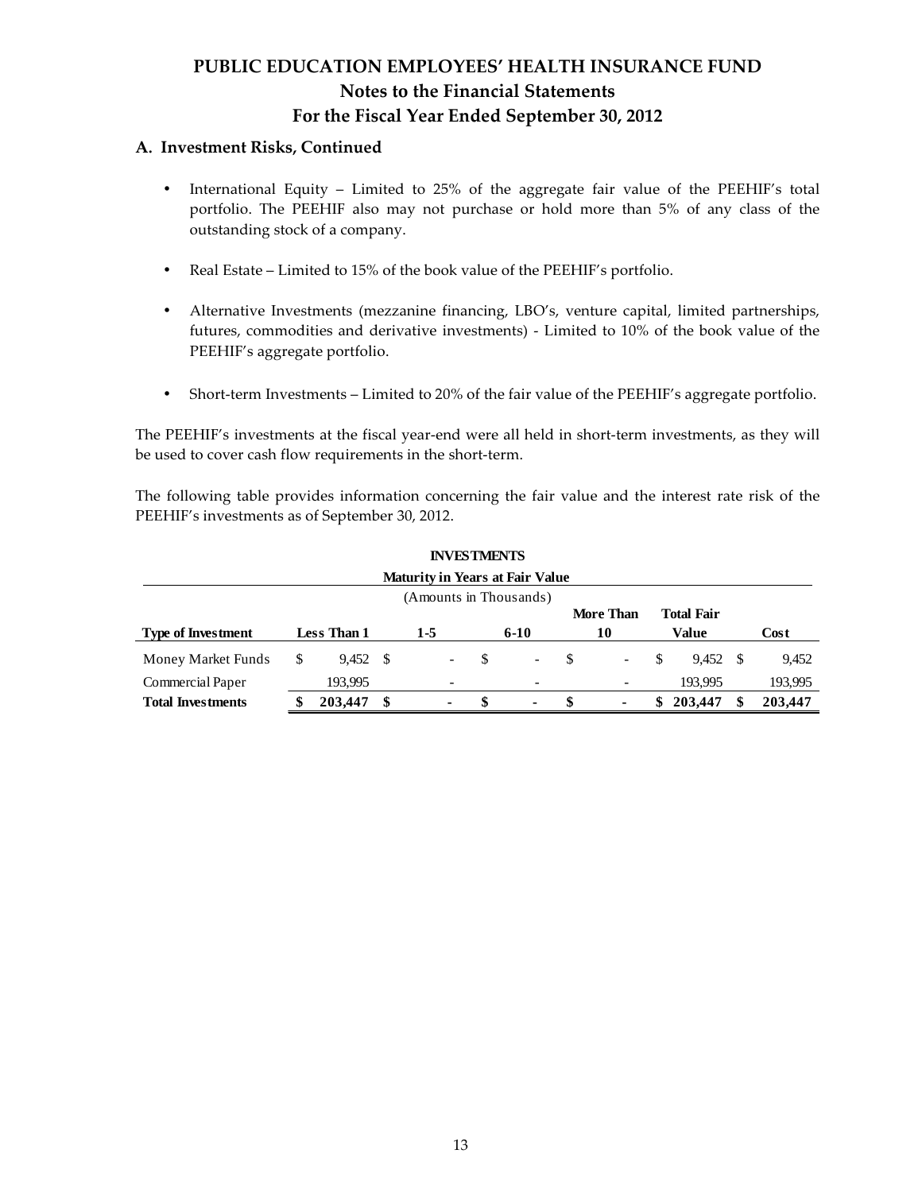# PUBLIC EDUCATION EMPLOYEES' HEALTH INSURANCE FUND
## Notes to the Financial Statements
## For the Fiscal Year Ended September 30, 2012

### A. Investment Risks, Continued

- International Equity – Limited to 25% of the aggregate fair value of the PEEHIF's total portfolio. The PEEHIF also may not purchase or hold more than 5% of any class of the outstanding stock of a company.
- Real Estate – Limited to 15% of the book value of the PEEHIF's portfolio.
- Alternative Investments (mezzanine financing, LBO's, venture capital, limited partnerships, futures, commodities and derivative investments) - Limited to 10% of the book value of the PEEHIF's aggregate portfolio.
- Short-term Investments – Limited to 20% of the fair value of the PEEHIF's aggregate portfolio.

The PEEHIF's investments at the fiscal year-end were all held in short-term investments, as they will be used to cover cash flow requirements in the short-term.

The following table provides information concerning the fair value and the interest rate risk of the PEEHIF's investments as of September 30, 2012.

**INVESTMENTS**

**Maturity in Years at Fair Value**

(Amounts in Thousands)

| Type of Investment | Less Than 1 | 1-5 | 6-10 | More Than 10 | Total Fair Value | Cost |
|---|---|---|---|---|---|---|
| Money Market Funds | $ 9,452 | $ - | $ - | $ - | $ 9,452 | $ 9,452 |
| Commercial Paper | 193,995 | - | - | - | 193,995 | 193,995 |
| **Total Investments** | **$ 203,447** | **$ -** | **$ -** | **$ -** | **$ 203,447** | **$ 203,447** |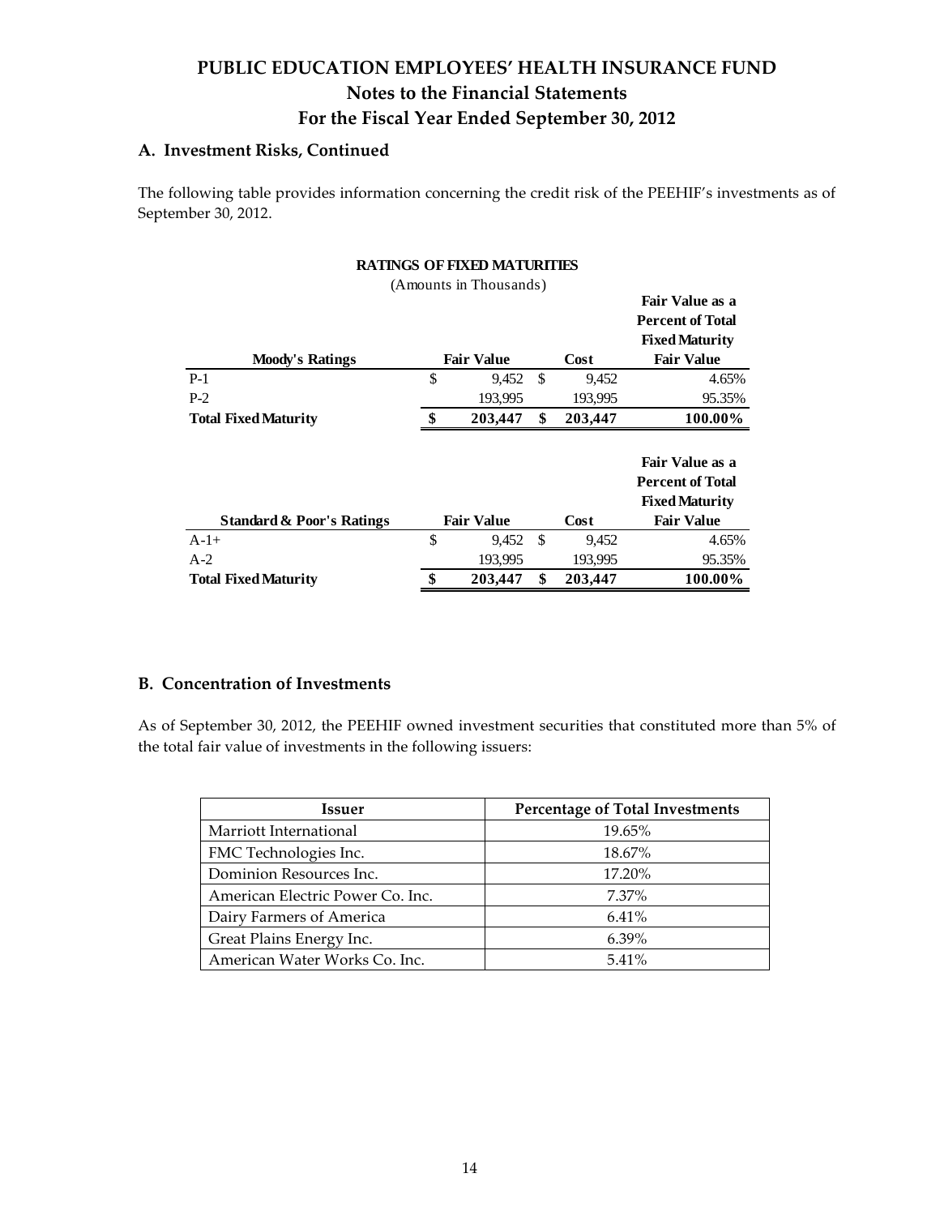# PUBLIC EDUCATION EMPLOYEES' HEALTH INSURANCE FUND
## Notes to the Financial Statements
## For the Fiscal Year Ended September 30, 2012

### A. Investment Risks, Continued

The following table provides information concerning the credit risk of the PEEHIF's investments as of September 30, 2012.

**RATINGS OF FIXED MATURITIES**

(Amounts in Thousands)

| Moody's Ratings | Fair Value | Cost | Fair Value as a Percent of Total Fixed Maturity Fair Value |
|---|---|---|---|
| P-1 | $ 9,452 | $ 9,452 | 4.65% |
| P-2 | 193,995 | 193,995 | 95.35% |
| **Total Fixed Maturity** | **$ 203,447** | **$ 203,447** | **100.00%** |

| Standard & Poor's Ratings | Fair Value | Cost | Fair Value as a Percent of Total Fixed Maturity Fair Value |
|---|---|---|---|
| A-1+ | $ 9,452 | $ 9,452 | 4.65% |
| A-2 | 193,995 | 193,995 | 95.35% |
| **Total Fixed Maturity** | **$ 203,447** | **$ 203,447** | **100.00%** |

### B. Concentration of Investments

As of September 30, 2012, the PEEHIF owned investment securities that constituted more than 5% of the total fair value of investments in the following issuers:

| Issuer | Percentage of Total Investments |
|---|---|
| Marriott International | 19.65% |
| FMC Technologies Inc. | 18.67% |
| Dominion Resources Inc. | 17.20% |
| American Electric Power Co. Inc. | 7.37% |
| Dairy Farmers of America | 6.41% |
| Great Plains Energy Inc. | 6.39% |
| American Water Works Co. Inc. | 5.41% |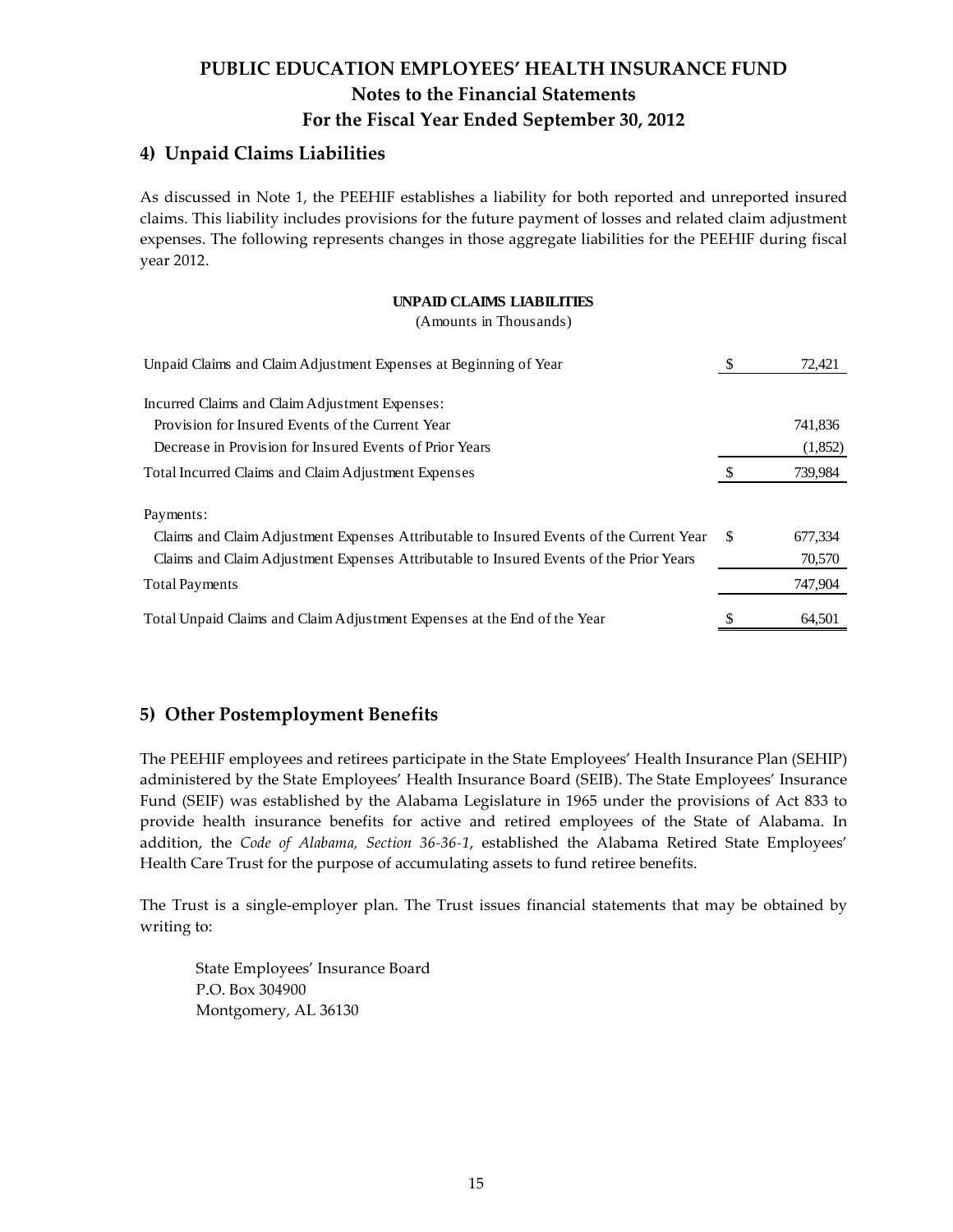# PUBLIC EDUCATION EMPLOYEES' HEALTH INSURANCE FUND
## Notes to the Financial Statements
## For the Fiscal Year Ended September 30, 2012

## 4) Unpaid Claims Liabilities

As discussed in Note 1, the PEEHIF establishes a liability for both reported and unreported insured claims. This liability includes provisions for the future payment of losses and related claim adjustment expenses. The following represents changes in those aggregate liabilities for the PEEHIF during fiscal year 2012.

**UNPAID CLAIMS LIABILITIES**
(Amounts in Thousands)

| | | |
|---|---|---|
| Unpaid Claims and Claim Adjustment Expenses at Beginning of Year | $ | 72,421 |
| Incurred Claims and Claim Adjustment Expenses: | | |
| Provision for Insured Events of the Current Year | | 741,836 |
| Decrease in Provision for Insured Events of Prior Years | | (1,852) |
| Total Incurred Claims and Claim Adjustment Expenses | $ | 739,984 |
| Payments: | | |
| Claims and Claim Adjustment Expenses Attributable to Insured Events of the Current Year | $ | 677,334 |
| Claims and Claim Adjustment Expenses Attributable to Insured Events of the Prior Years | | 70,570 |
| Total Payments | | 747,904 |
| Total Unpaid Claims and Claim Adjustment Expenses at the End of the Year | $ | 64,501 |

## 5) Other Postemployment Benefits

The PEEHIF employees and retirees participate in the State Employees' Health Insurance Plan (SEHIP) administered by the State Employees' Health Insurance Board (SEIB). The State Employees' Insurance Fund (SEIF) was established by the Alabama Legislature in 1965 under the provisions of Act 833 to provide health insurance benefits for active and retired employees of the State of Alabama. In addition, the *Code of Alabama, Section 36-36-1*, established the Alabama Retired State Employees' Health Care Trust for the purpose of accumulating assets to fund retiree benefits.

The Trust is a single-employer plan. The Trust issues financial statements that may be obtained by writing to:

State Employees' Insurance Board
P.O. Box 304900
Montgomery, AL 36130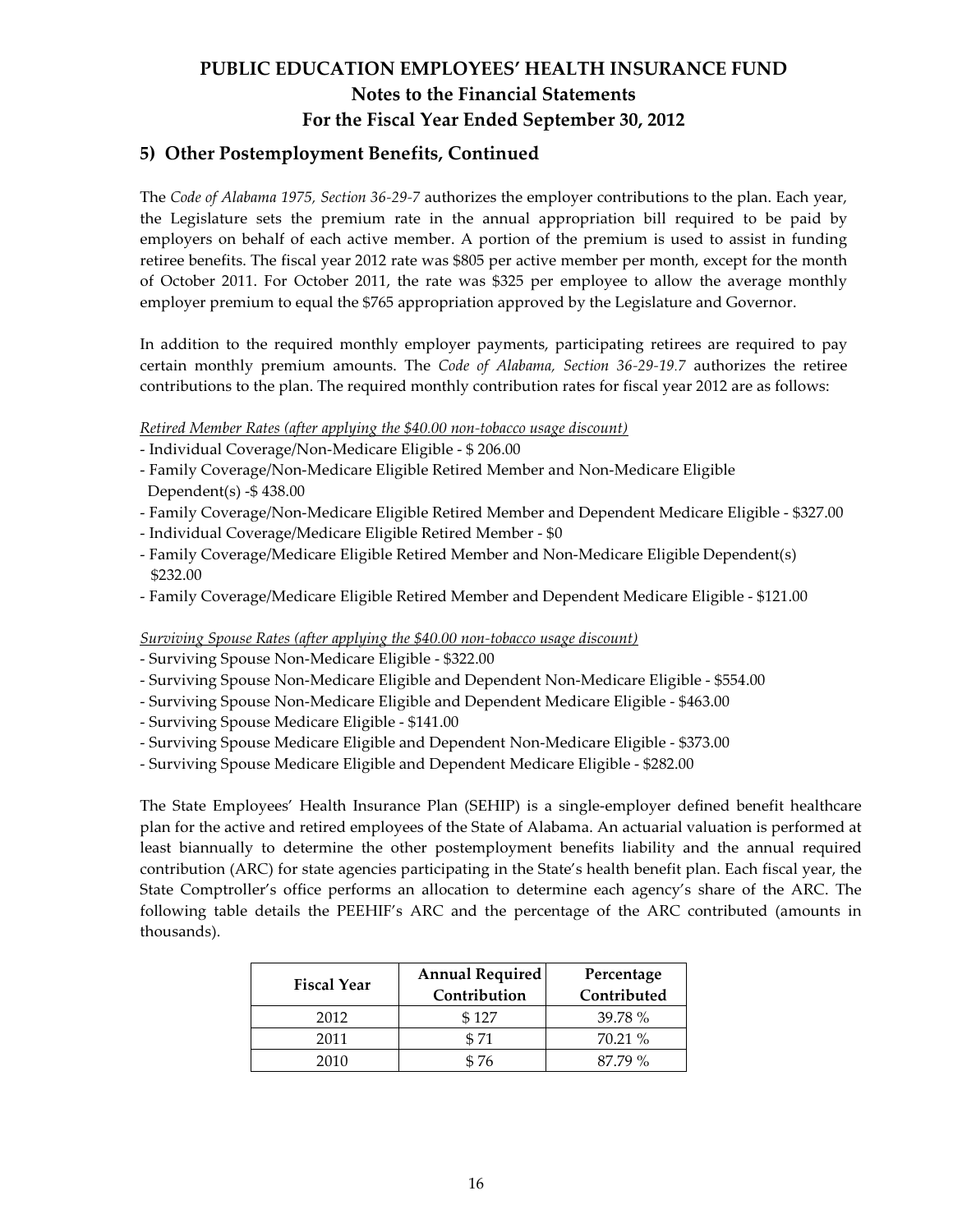## 5) Other Postemployment Benefits, Continued

The *Code of Alabama 1975, Section 36-29-7* authorizes the employer contributions to the plan. Each year, the Legislature sets the premium rate in the annual appropriation bill required to be paid by employers on behalf of each active member. A portion of the premium is used to assist in funding retiree benefits. The fiscal year 2012 rate was $805 per active member per month, except for the month of October 2011. For October 2011, the rate was $325 per employee to allow the average monthly employer premium to equal the $765 appropriation approved by the Legislature and Governor.

In addition to the required monthly employer payments, participating retirees are required to pay certain monthly premium amounts. The *Code of Alabama, Section 36-29-19.7* authorizes the retiree contributions to the plan. The required monthly contribution rates for fiscal year 2012 are as follows:

*Retired Member Rates (after applying the $40.00 non-tobacco usage discount)*

- Individual Coverage/Non-Medicare Eligible - $ 206.00
- Family Coverage/Non-Medicare Eligible Retired Member and Non-Medicare Eligible Dependent(s) -$ 438.00
- Family Coverage/Non-Medicare Eligible Retired Member and Dependent Medicare Eligible - $327.00
- Individual Coverage/Medicare Eligible Retired Member - $0
- Family Coverage/Medicare Eligible Retired Member and Non-Medicare Eligible Dependent(s) $232.00
- Family Coverage/Medicare Eligible Retired Member and Dependent Medicare Eligible - $121.00

*Surviving Spouse Rates (after applying the $40.00 non-tobacco usage discount)*

- Surviving Spouse Non-Medicare Eligible - $322.00
- Surviving Spouse Non-Medicare Eligible and Dependent Non-Medicare Eligible - $554.00
- Surviving Spouse Non-Medicare Eligible and Dependent Medicare Eligible - $463.00
- Surviving Spouse Medicare Eligible - $141.00
- Surviving Spouse Medicare Eligible and Dependent Non-Medicare Eligible - $373.00
- Surviving Spouse Medicare Eligible and Dependent Medicare Eligible - $282.00

The State Employees' Health Insurance Plan (SEHIP) is a single-employer defined benefit healthcare plan for the active and retired employees of the State of Alabama. An actuarial valuation is performed at least biannually to determine the other postemployment benefits liability and the annual required contribution (ARC) for state agencies participating in the State's health benefit plan. Each fiscal year, the State Comptroller's office performs an allocation to determine each agency's share of the ARC. The following table details the PEEHIF's ARC and the percentage of the ARC contributed (amounts in thousands).

| Fiscal Year | Annual Required Contribution | Percentage Contributed |
|---|---|---|
| 2012 | $ 127 | 39.78 % |
| 2011 | $ 71 | 70.21 % |
| 2010 | $ 76 | 87.79 % |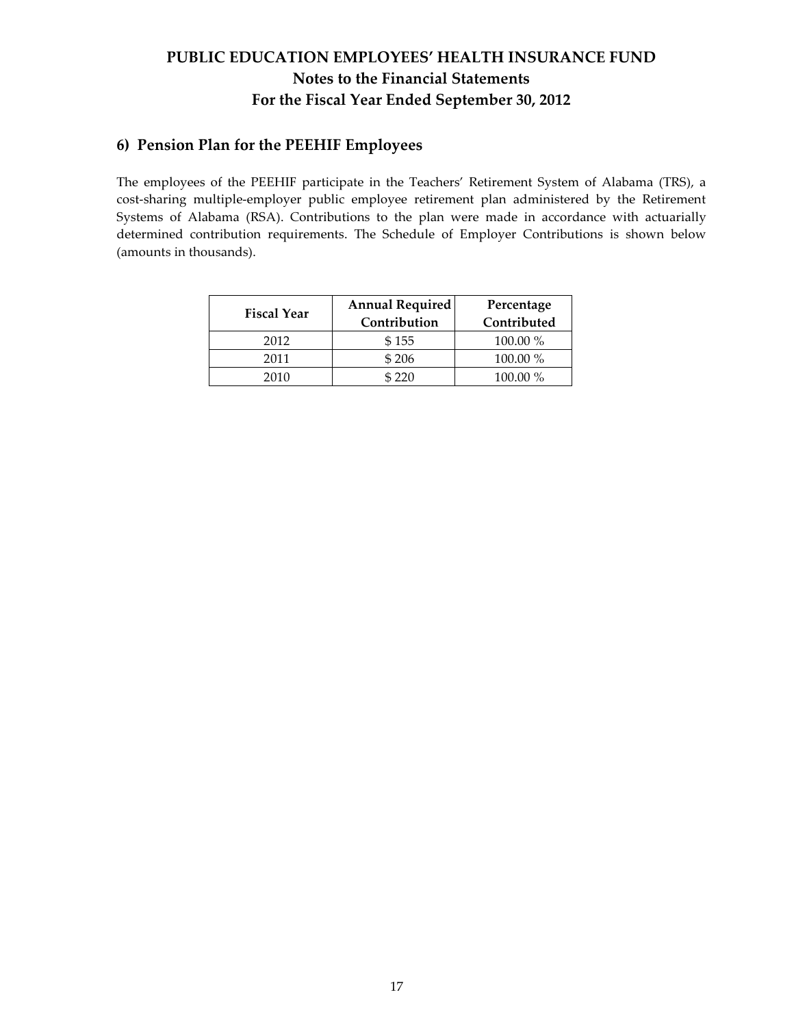# PUBLIC EDUCATION EMPLOYEES' HEALTH INSURANCE FUND
## Notes to the Financial Statements
## For the Fiscal Year Ended September 30, 2012

### 6) Pension Plan for the PEEHIF Employees

The employees of the PEEHIF participate in the Teachers' Retirement System of Alabama (TRS), a cost-sharing multiple-employer public employee retirement plan administered by the Retirement Systems of Alabama (RSA). Contributions to the plan were made in accordance with actuarially determined contribution requirements. The Schedule of Employer Contributions is shown below (amounts in thousands).

| Fiscal Year | Annual Required Contribution | Percentage Contributed |
|---|---|---|
| 2012 | $ 155 | 100.00 % |
| 2011 | $ 206 | 100.00 % |
| 2010 | $ 220 | 100.00 % |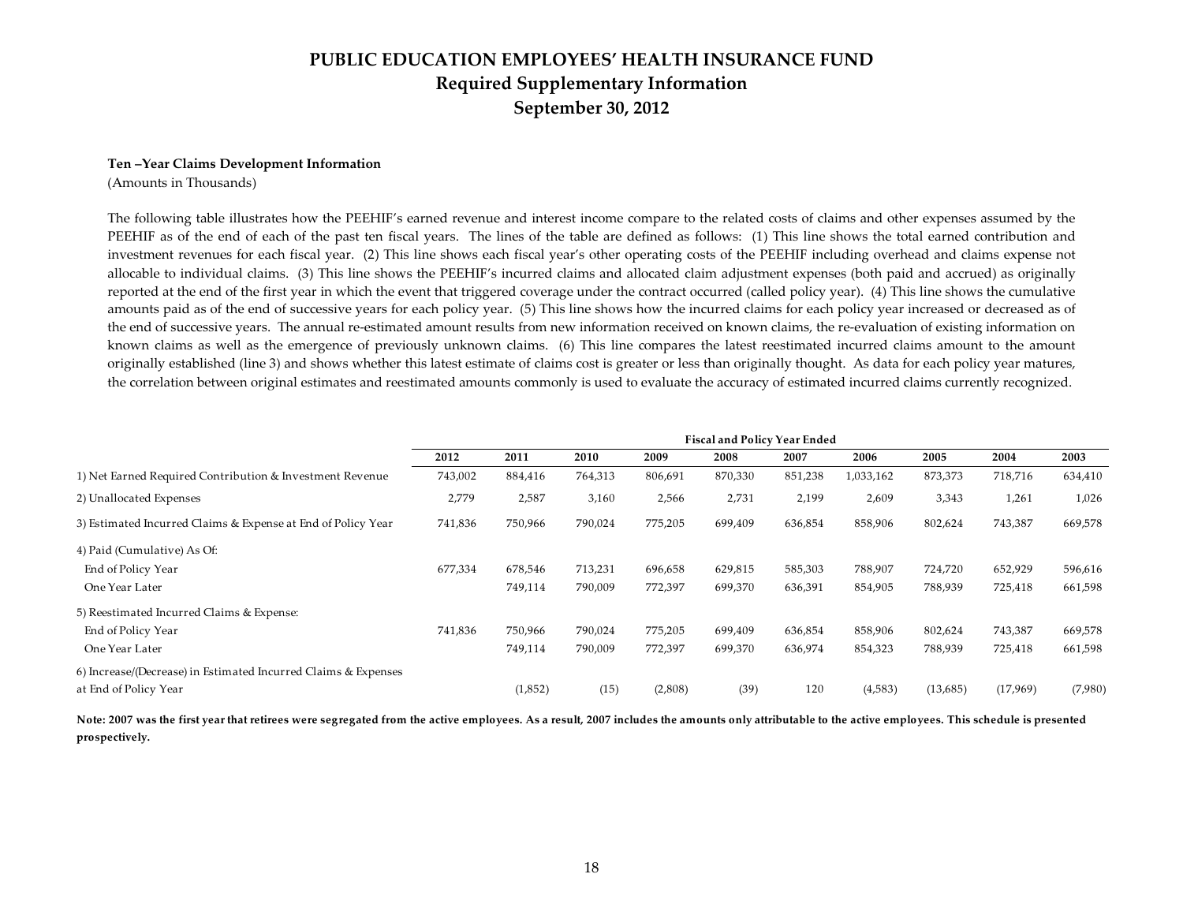# PUBLIC EDUCATION EMPLOYEES' HEALTH INSURANCE FUND
## Required Supplementary Information
## September 30, 2012

**Ten –Year Claims Development Information**

(Amounts in Thousands)

The following table illustrates how the PEEHIF's earned revenue and interest income compare to the related costs of claims and other expenses assumed by the PEEHIF as of the end of each of the past ten fiscal years. The lines of the table are defined as follows: (1) This line shows the total earned contribution and investment revenues for each fiscal year. (2) This line shows each fiscal year's other operating costs of the PEEHIF including overhead and claims expense not allocable to individual claims. (3) This line shows the PEEHIF's incurred claims and allocated claim adjustment expenses (both paid and accrued) as originally reported at the end of the first year in which the event that triggered coverage under the contract occurred (called policy year). (4) This line shows the cumulative amounts paid as of the end of successive years for each policy year. (5) This line shows how the incurred claims for each policy year increased or decreased as of the end of successive years. The annual re-estimated amount results from new information received on known claims, the re-evaluation of existing information on known claims as well as the emergence of previously unknown claims. (6) This line compares the latest reestimated incurred claims amount to the amount originally established (line 3) and shows whether this latest estimate of claims cost is greater or less than originally thought. As data for each policy year matures, the correlation between original estimates and reestimated amounts commonly is used to evaluate the accuracy of estimated incurred claims currently recognized.

| | Fiscal and Policy Year Ended | | | | | | | | | |
|---|---|---|---|---|---|---|---|---|---|---|
| | **2012** | **2011** | **2010** | **2009** | **2008** | **2007** | **2006** | **2005** | **2004** | **2003** |
| 1) Net Earned Required Contribution & Investment Revenue | 743,002 | 884,416 | 764,313 | 806,691 | 870,330 | 851,238 | 1,033,162 | 873,373 | 718,716 | 634,410 |
| 2) Unallocated Expenses | 2,779 | 2,587 | 3,160 | 2,566 | 2,731 | 2,199 | 2,609 | 3,343 | 1,261 | 1,026 |
| 3) Estimated Incurred Claims & Expense at End of Policy Year | 741,836 | 750,966 | 790,024 | 775,205 | 699,409 | 636,854 | 858,906 | 802,624 | 743,387 | 669,578 |
| 4) Paid (Cumulative) As Of: | | | | | | | | | | |
| End of Policy Year | 677,334 | 678,546 | 713,231 | 696,658 | 629,815 | 585,303 | 788,907 | 724,720 | 652,929 | 596,616 |
| One Year Later | | 749,114 | 790,009 | 772,397 | 699,370 | 636,391 | 854,905 | 788,939 | 725,418 | 661,598 |
| 5) Reestimated Incurred Claims & Expense: | | | | | | | | | | |
| End of Policy Year | 741,836 | 750,966 | 790,024 | 775,205 | 699,409 | 636,854 | 858,906 | 802,624 | 743,387 | 669,578 |
| One Year Later | | 749,114 | 790,009 | 772,397 | 699,370 | 636,974 | 854,323 | 788,939 | 725,418 | 661,598 |
| 6) Increase/(Decrease) in Estimated Incurred Claims & Expenses at End of Policy Year | | (1,852) | (15) | (2,808) | (39) | 120 | (4,583) | (13,685) | (17,969) | (7,980) |

**Note: 2007 was the first year that retirees were segregated from the active employees. As a result, 2007 includes the amounts only attributable to the active employees. This schedule is presented prospectively.**